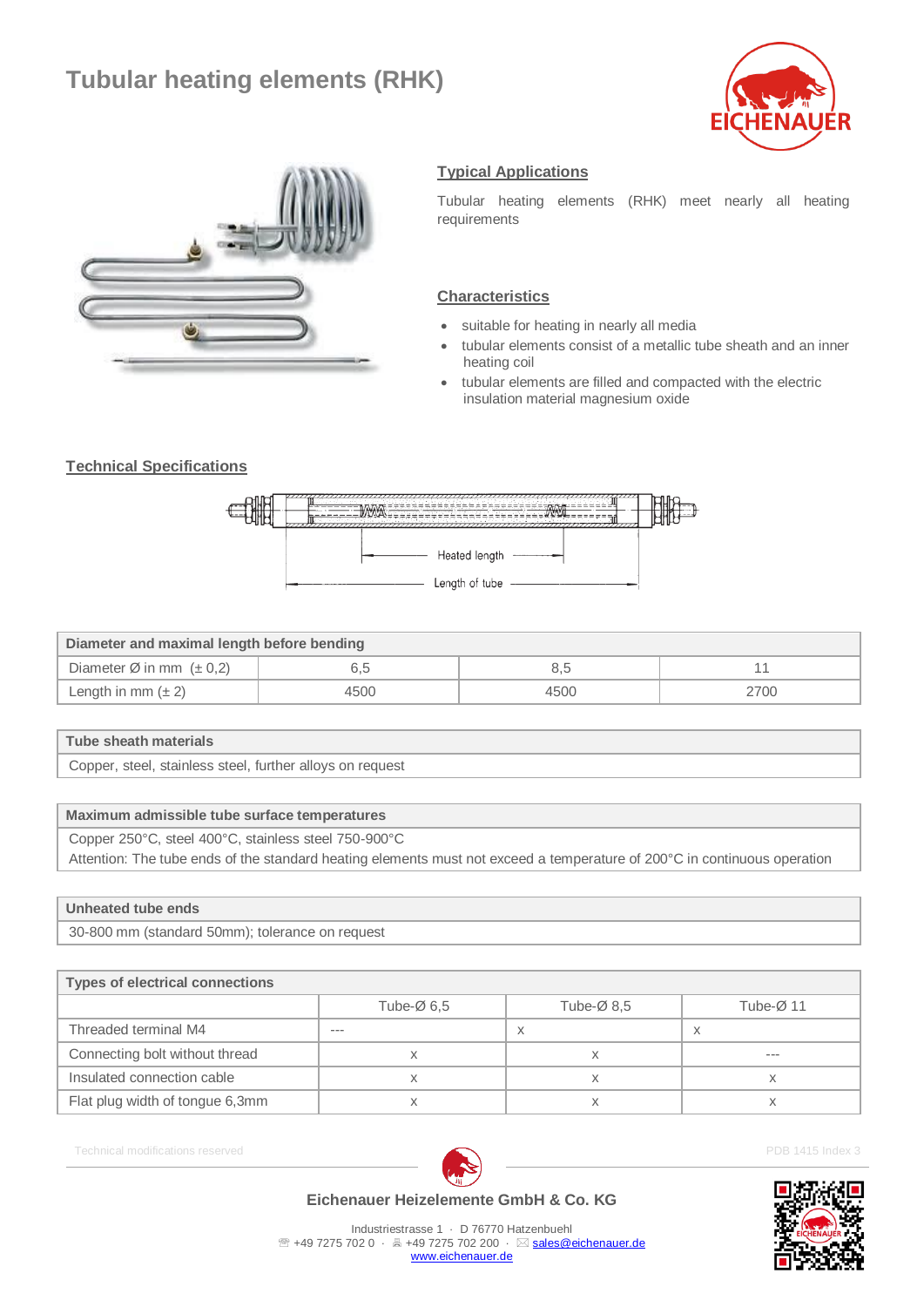# Tubular heating elements (RHK)

## Typical Applications

Tubular heating elements (RHK) meet nearly all heating requirements

## Characteristics

- suitable for heating in nearly all media
- tubular elements consist of a metallic tube sheath and an inner heating coil
- tubular elements are filled and compacted with the electric insulation material magnesium oxide

## Technical Specifications

Heated length

Length of tube

| Diameter and maximal length before bending | | | |
|---|---|---|---|
| Diameter Ø in mm (± 0,2) | 6,5 | 8,5 | 11 |
| Length in mm (± 2) | 4500 | 4500 | 2700 |

| Tube sheath materials |
|---|
| Copper, steel, stainless steel, further alloys on request |

| Maximum admissible tube surface temperatures |
|---|
| Copper 250°C, steel 400°C, stainless steel 750-900°C<br>Attention: The tube ends of the standard heating elements must not exceed a temperature of 200°C in continuous operation |

| Unheated tube ends |
|---|
| 30-800 mm (standard 50mm); tolerance on request |

| Types of electrical connections | | | |
|---|---|---|---|
| | Tube-Ø 6,5 | Tube-Ø 8,5 | Tube-Ø 11 |
| Threaded terminal M4 | --- | x | x |
| Connecting bolt without thread | x | x | --- |
| Insulated connection cable | x | x | x |
| Flat plug width of tongue 6,3mm | x | x | x |

Technical modifications reserved

PDB 1415 Index 3

**Eichenauer Heizelemente GmbH & Co. KG**

Industriestrasse 1 · D 76770 Hatzenbuehl
☏ +49 7275 702 0 · 🖷 +49 7275 702 200 · ✉ sales@eichenauer.de
www.eichenauer.de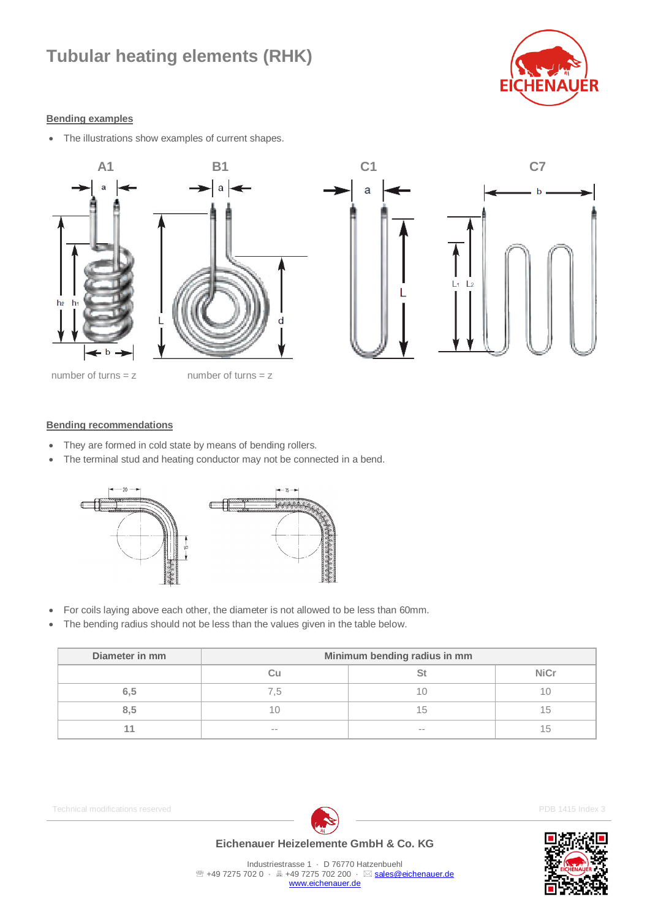# Tubular heating elements (RHK)

**Bending examples**

- The illustrations show examples of current shapes.

A1

B1

C1

C7

number of turns = z

number of turns = z

**Bending recommendations**

- They are formed in cold state by means of bending rollers.
- The terminal stud and heating conductor may not be connected in a bend.

- For coils laying above each other, the diameter is not allowed to be less than 60mm.
- The bending radius should not be less than the values given in the table below.

| Diameter in mm | Minimum bending radius in mm | | |
|---|---|---|---|
| | Cu | St | NiCr |
| 6,5 | 7,5 | 10 | 10 |
| 8,5 | 10 | 15 | 15 |
| 11 | -- | -- | 15 |

Technical modifications reserved

PDB 1415 Index 3

**Eichenauer Heizelemente GmbH & Co. KG**

Industriestrasse 1 · D 76770 Hatzenbuehl
+49 7275 702 0 · +49 7275 702 200 · sales@eichenauer.de
www.eichenauer.de